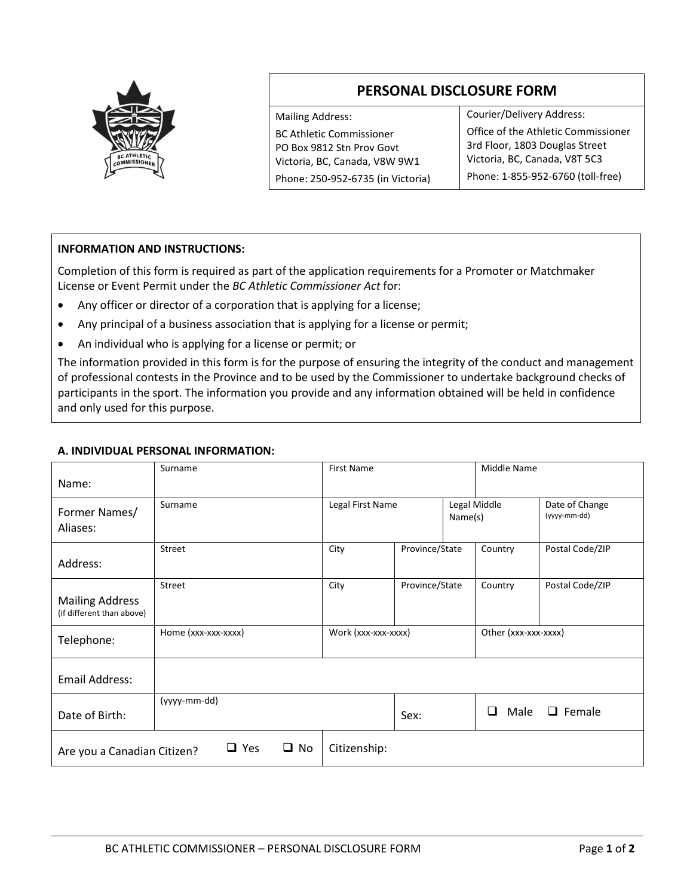# PERSONAL DISCLOSURE FORM

| Mailing Address: | Courier/Delivery Address: |
|---|---|
| BC Athletic Commissioner<br>PO Box 9812 Stn Prov Govt<br>Victoria, BC, Canada, V8W 9W1 | Office of the Athletic Commissioner<br>3rd Floor, 1803 Douglas Street<br>Victoria, BC, Canada, V8T 5C3 |
| Phone: 250-952-6735 (in Victoria) | Phone: 1-855-952-6760 (toll-free) |

**INFORMATION AND INSTRUCTIONS:**

Completion of this form is required as part of the application requirements for a Promoter or Matchmaker License or Event Permit under the *BC Athletic Commissioner Act* for:

- Any officer or director of a corporation that is applying for a license;
- Any principal of a business association that is applying for a license or permit;
- An individual who is applying for a license or permit; or

The information provided in this form is for the purpose of ensuring the integrity of the conduct and management of professional contests in the Province and to be used by the Commissioner to undertake background checks of participants in the sport. The information you provide and any information obtained will be held in confidence and only used for this purpose.

### A. INDIVIDUAL PERSONAL INFORMATION:

| | | | | | |
|---|---|---|---|---|---|
| Name: | Surname | First Name | | Middle Name | |
| Former Names/ Aliases: | Surname | Legal First Name | | Legal Middle Name(s) | Date of Change (yyyy-mm-dd) |
| Address: | Street | City | Province/State | Country | Postal Code/ZIP |
| Mailing Address (if different than above) | Street | City | Province/State | Country | Postal Code/ZIP |
| Telephone: | Home (xxx-xxx-xxxx) | Work (xxx-xxx-xxxx) | | Other (xxx-xxx-xxxx) | |
| Email Address: | | | | | |
| Date of Birth: | (yyyy-mm-dd) | | Sex: | ❑ Male ❑ Female | |
| Are you a Canadian Citizen? ❑ Yes ❑ No | | Citizenship: | | | |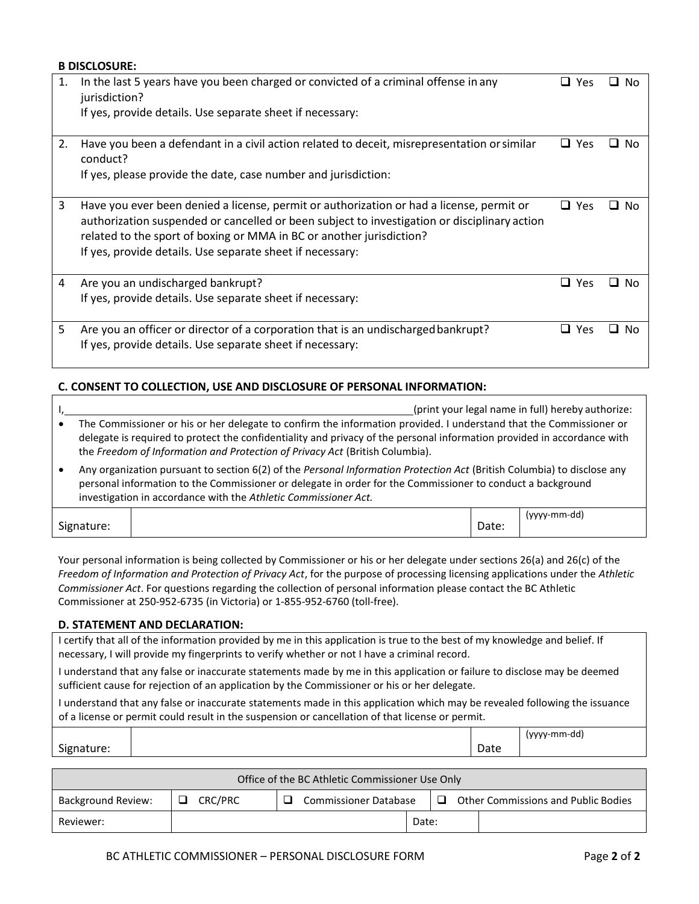**B DISCLOSURE:**

| | | | |
|---|---|---|---|
| 1. | In the last 5 years have you been charged or convicted of a criminal offense in any jurisdiction?<br>If yes, provide details. Use separate sheet if necessary: | ❑ Yes | ❑ No |
| 2. | Have you been a defendant in a civil action related to deceit, misrepresentation or similar conduct?<br>If yes, please provide the date, case number and jurisdiction: | ❑ Yes | ❑ No |
| 3 | Have you ever been denied a license, permit or authorization or had a license, permit or authorization suspended or cancelled or been subject to investigation or disciplinary action related to the sport of boxing or MMA in BC or another jurisdiction?<br>If yes, provide details. Use separate sheet if necessary: | ❑ Yes | ❑ No |
| 4 | Are you an undischarged bankrupt?<br>If yes, provide details. Use separate sheet if necessary: | ❑ Yes | ❑ No |
| 5 | Are you an officer or director of a corporation that is an undischarged bankrupt?<br>If yes, provide details. Use separate sheet if necessary: | ❑ Yes | ❑ No |

**C. CONSENT TO COLLECTION, USE AND DISCLOSURE OF PERSONAL INFORMATION:**

I,\_\_\_\_\_\_\_\_\_\_\_\_\_\_\_\_\_\_\_\_\_\_\_\_\_\_\_\_\_\_\_\_\_\_\_\_\_\_\_\_\_\_\_\_\_\_\_\_\_\_\_\_(print your legal name in full) hereby authorize:

- The Commissioner or his or her delegate to confirm the information provided. I understand that the Commissioner or delegate is required to protect the confidentiality and privacy of the personal information provided in accordance with the *Freedom of Information and Protection of Privacy Act* (British Columbia).
- Any organization pursuant to section 6(2) of the *Personal Information Protection Act* (British Columbia) to disclose any personal information to the Commissioner or delegate in order for the Commissioner to conduct a background investigation in accordance with the *Athletic Commissioner Act.*

| | | | |
|---|---|---|---|
| Signature: | | Date: | (yyyy-mm-dd) |

Your personal information is being collected by Commissioner or his or her delegate under sections 26(a) and 26(c) of the *Freedom of Information and Protection of Privacy Act*, for the purpose of processing licensing applications under the *Athletic Commissioner Act*. For questions regarding the collection of personal information please contact the BC Athletic Commissioner at 250-952-6735 (in Victoria) or 1-855-952-6760 (toll-free).

**D. STATEMENT AND DECLARATION:**

I certify that all of the information provided by me in this application is true to the best of my knowledge and belief. If necessary, I will provide my fingerprints to verify whether or not I have a criminal record.

I understand that any false or inaccurate statements made by me in this application or failure to disclose may be deemed sufficient cause for rejection of an application by the Commissioner or his or her delegate.

I understand that any false or inaccurate statements made in this application which may be revealed following the issuance of a license or permit could result in the suspension or cancellation of that license or permit.

| | | | |
|---|---|---|---|
| Signature: | | Date | (yyyy-mm-dd) |

| Office of the BC Athletic Commissioner Use Only | | | |
|---|---|---|---|
| Background Review: | ❑ CRC/PRC | ❑ Commissioner Database | ❑ Other Commissions and Public Bodies |
| Reviewer: | | Date: | |